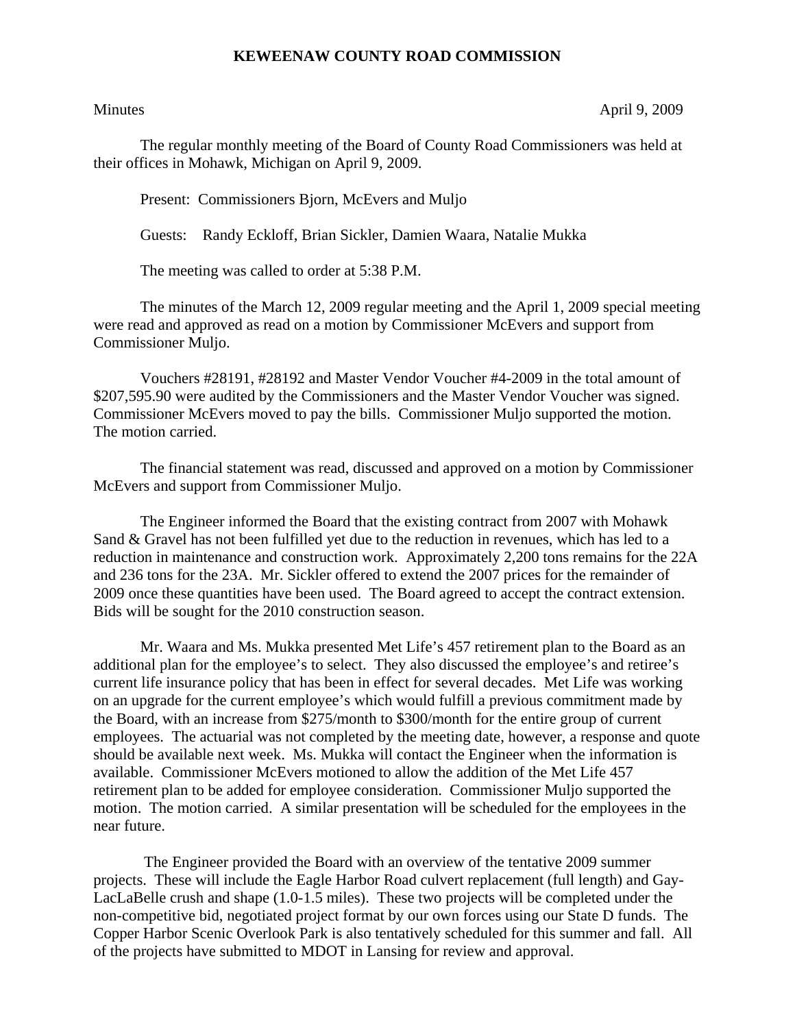**KEWEENAW COUNTY ROAD COMMISSION**

Minutes April 9, 2009

The regular monthly meeting of the Board of County Road Commissioners was held at their offices in Mohawk, Michigan on April 9, 2009.

Present: Commissioners Bjorn, McEvers and Muljo

Guests: Randy Eckloff, Brian Sickler, Damien Waara, Natalie Mukka

The meeting was called to order at 5:38 P.M.

The minutes of the March 12, 2009 regular meeting and the April 1, 2009 special meeting were read and approved as read on a motion by Commissioner McEvers and support from Commissioner Muljo.

Vouchers #28191, #28192 and Master Vendor Voucher #4-2009 in the total amount of $207,595.90 were audited by the Commissioners and the Master Vendor Voucher was signed. Commissioner McEvers moved to pay the bills. Commissioner Muljo supported the motion. The motion carried.

The financial statement was read, discussed and approved on a motion by Commissioner McEvers and support from Commissioner Muljo.

The Engineer informed the Board that the existing contract from 2007 with Mohawk Sand & Gravel has not been fulfilled yet due to the reduction in revenues, which has led to a reduction in maintenance and construction work. Approximately 2,200 tons remains for the 22A and 236 tons for the 23A. Mr. Sickler offered to extend the 2007 prices for the remainder of 2009 once these quantities have been used. The Board agreed to accept the contract extension. Bids will be sought for the 2010 construction season.

Mr. Waara and Ms. Mukka presented Met Life's 457 retirement plan to the Board as an additional plan for the employee's to select. They also discussed the employee's and retiree's current life insurance policy that has been in effect for several decades. Met Life was working on an upgrade for the current employee's which would fulfill a previous commitment made by the Board, with an increase from $275/month to $300/month for the entire group of current employees. The actuarial was not completed by the meeting date, however, a response and quote should be available next week. Ms. Mukka will contact the Engineer when the information is available. Commissioner McEvers motioned to allow the addition of the Met Life 457 retirement plan to be added for employee consideration. Commissioner Muljo supported the motion. The motion carried. A similar presentation will be scheduled for the employees in the near future.

The Engineer provided the Board with an overview of the tentative 2009 summer projects. These will include the Eagle Harbor Road culvert replacement (full length) and Gay-LacLaBelle crush and shape (1.0-1.5 miles). These two projects will be completed under the non-competitive bid, negotiated project format by our own forces using our State D funds. The Copper Harbor Scenic Overlook Park is also tentatively scheduled for this summer and fall. All of the projects have submitted to MDOT in Lansing for review and approval.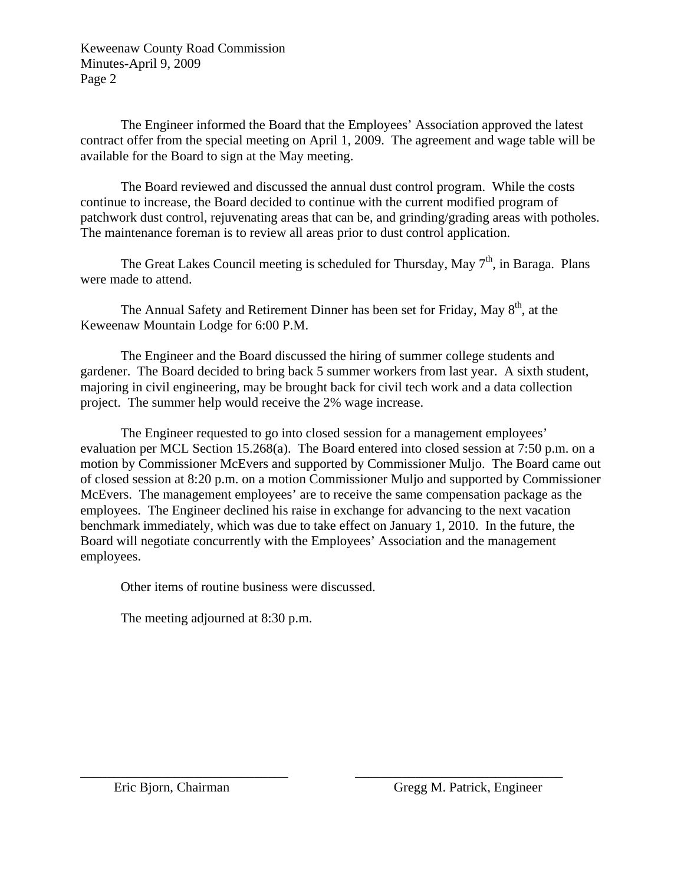The Engineer informed the Board that the Employees' Association approved the latest contract offer from the special meeting on April 1, 2009. The agreement and wage table will be available for the Board to sign at the May meeting.

The Board reviewed and discussed the annual dust control program. While the costs continue to increase, the Board decided to continue with the current modified program of patchwork dust control, rejuvenating areas that can be, and grinding/grading areas with potholes. The maintenance foreman is to review all areas prior to dust control application.

The Great Lakes Council meeting is scheduled for Thursday, May 7th, in Baraga. Plans were made to attend.

The Annual Safety and Retirement Dinner has been set for Friday, May 8th, at the Keweenaw Mountain Lodge for 6:00 P.M.

The Engineer and the Board discussed the hiring of summer college students and gardener. The Board decided to bring back 5 summer workers from last year. A sixth student, majoring in civil engineering, may be brought back for civil tech work and a data collection project. The summer help would receive the 2% wage increase.

The Engineer requested to go into closed session for a management employees' evaluation per MCL Section 15.268(a). The Board entered into closed session at 7:50 p.m. on a motion by Commissioner McEvers and supported by Commissioner Muljo. The Board came out of closed session at 8:20 p.m. on a motion Commissioner Muljo and supported by Commissioner McEvers. The management employees' are to receive the same compensation package as the employees. The Engineer declined his raise in exchange for advancing to the next vacation benchmark immediately, which was due to take effect on January 1, 2010. In the future, the Board will negotiate concurrently with the Employees' Association and the management employees.

Other items of routine business were discussed.

The meeting adjourned at 8:30 p.m.

\_\_\_\_\_\_\_\_\_\_\_\_\_\_\_\_\_\_\_\_\_\_\_\_\_\_\_\_\_\_\_\_
Eric Bjorn, Chairman

\_\_\_\_\_\_\_\_\_\_\_\_\_\_\_\_\_\_\_\_\_\_\_\_\_\_\_\_\_\_\_\_
Gregg M. Patrick, Engineer